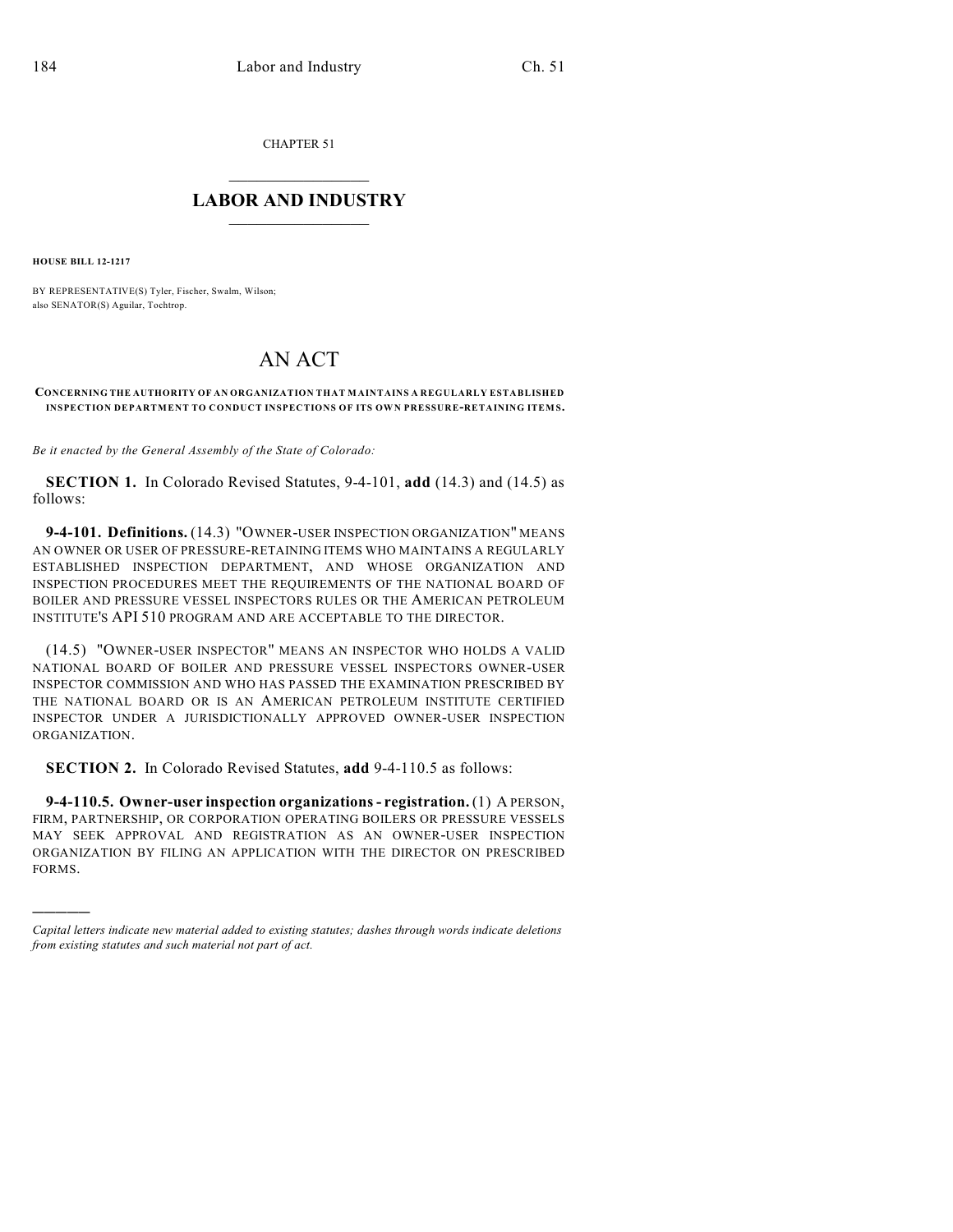CHAPTER 51

# LABOR AND INDUSTRY

**HOUSE BILL 12-1217**

BY REPRESENTATIVE(S) Tyler, Fischer, Swalm, Wilson;
also SENATOR(S) Aguilar, Tochtrop.

# AN ACT

**CONCERNING THE AUTHORITY OF AN ORGANIZATION THAT MAINTAINS A REGULARLY ESTABLISHED INSPECTION DEPARTMENT TO CONDUCT INSPECTIONS OF ITS OWN PRESSURE-RETAINING ITEMS.**

*Be it enacted by the General Assembly of the State of Colorado:*

**SECTION 1.** In Colorado Revised Statutes, 9-4-101, **add** (14.3) and (14.5) as follows:

**9-4-101. Definitions.** (14.3) "OWNER-USER INSPECTION ORGANIZATION" MEANS AN OWNER OR USER OF PRESSURE-RETAINING ITEMS WHO MAINTAINS A REGULARLY ESTABLISHED INSPECTION DEPARTMENT, AND WHOSE ORGANIZATION AND INSPECTION PROCEDURES MEET THE REQUIREMENTS OF THE NATIONAL BOARD OF BOILER AND PRESSURE VESSEL INSPECTORS RULES OR THE AMERICAN PETROLEUM INSTITUTE'S API 510 PROGRAM AND ARE ACCEPTABLE TO THE DIRECTOR.

(14.5) "OWNER-USER INSPECTOR" MEANS AN INSPECTOR WHO HOLDS A VALID NATIONAL BOARD OF BOILER AND PRESSURE VESSEL INSPECTORS OWNER-USER INSPECTOR COMMISSION AND WHO HAS PASSED THE EXAMINATION PRESCRIBED BY THE NATIONAL BOARD OR IS AN AMERICAN PETROLEUM INSTITUTE CERTIFIED INSPECTOR UNDER A JURISDICTIONALLY APPROVED OWNER-USER INSPECTION ORGANIZATION.

**SECTION 2.** In Colorado Revised Statutes, **add** 9-4-110.5 as follows:

**9-4-110.5. Owner-user inspection organizations - registration.** (1) A PERSON, FIRM, PARTNERSHIP, OR CORPORATION OPERATING BOILERS OR PRESSURE VESSELS MAY SEEK APPROVAL AND REGISTRATION AS AN OWNER-USER INSPECTION ORGANIZATION BY FILING AN APPLICATION WITH THE DIRECTOR ON PRESCRIBED FORMS.

---

*Capital letters indicate new material added to existing statutes; dashes through words indicate deletions from existing statutes and such material not part of act.*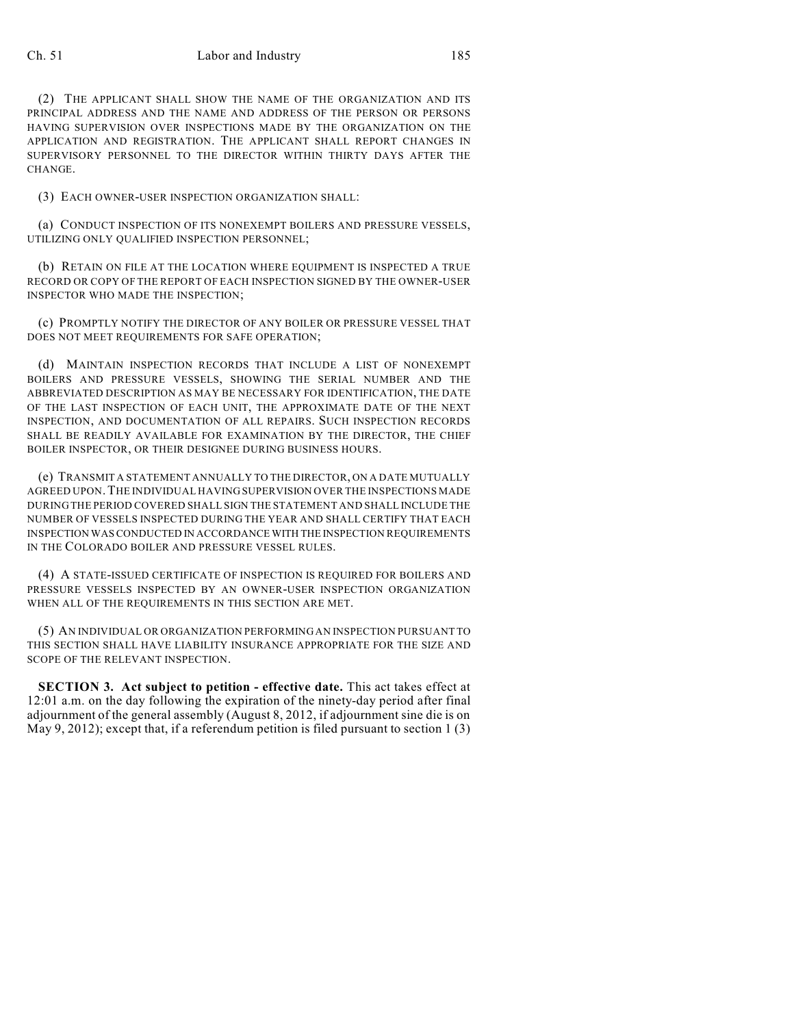(2) THE APPLICANT SHALL SHOW THE NAME OF THE ORGANIZATION AND ITS PRINCIPAL ADDRESS AND THE NAME AND ADDRESS OF THE PERSON OR PERSONS HAVING SUPERVISION OVER INSPECTIONS MADE BY THE ORGANIZATION ON THE APPLICATION AND REGISTRATION. THE APPLICANT SHALL REPORT CHANGES IN SUPERVISORY PERSONNEL TO THE DIRECTOR WITHIN THIRTY DAYS AFTER THE CHANGE.

(3) EACH OWNER-USER INSPECTION ORGANIZATION SHALL:

(a) CONDUCT INSPECTION OF ITS NONEXEMPT BOILERS AND PRESSURE VESSELS, UTILIZING ONLY QUALIFIED INSPECTION PERSONNEL;

(b) RETAIN ON FILE AT THE LOCATION WHERE EQUIPMENT IS INSPECTED A TRUE RECORD OR COPY OF THE REPORT OF EACH INSPECTION SIGNED BY THE OWNER-USER INSPECTOR WHO MADE THE INSPECTION;

(c) PROMPTLY NOTIFY THE DIRECTOR OF ANY BOILER OR PRESSURE VESSEL THAT DOES NOT MEET REQUIREMENTS FOR SAFE OPERATION;

(d) MAINTAIN INSPECTION RECORDS THAT INCLUDE A LIST OF NONEXEMPT BOILERS AND PRESSURE VESSELS, SHOWING THE SERIAL NUMBER AND THE ABBREVIATED DESCRIPTION AS MAY BE NECESSARY FOR IDENTIFICATION, THE DATE OF THE LAST INSPECTION OF EACH UNIT, THE APPROXIMATE DATE OF THE NEXT INSPECTION, AND DOCUMENTATION OF ALL REPAIRS. SUCH INSPECTION RECORDS SHALL BE READILY AVAILABLE FOR EXAMINATION BY THE DIRECTOR, THE CHIEF BOILER INSPECTOR, OR THEIR DESIGNEE DURING BUSINESS HOURS.

(e) TRANSMIT A STATEMENT ANNUALLY TO THE DIRECTOR, ON A DATE MUTUALLY AGREED UPON. THE INDIVIDUAL HAVING SUPERVISION OVER THE INSPECTIONS MADE DURING THE PERIOD COVERED SHALL SIGN THE STATEMENT AND SHALL INCLUDE THE NUMBER OF VESSELS INSPECTED DURING THE YEAR AND SHALL CERTIFY THAT EACH INSPECTION WAS CONDUCTED IN ACCORDANCE WITH THE INSPECTION REQUIREMENTS IN THE COLORADO BOILER AND PRESSURE VESSEL RULES.

(4) A STATE-ISSUED CERTIFICATE OF INSPECTION IS REQUIRED FOR BOILERS AND PRESSURE VESSELS INSPECTED BY AN OWNER-USER INSPECTION ORGANIZATION WHEN ALL OF THE REQUIREMENTS IN THIS SECTION ARE MET.

(5) AN INDIVIDUAL OR ORGANIZATION PERFORMING AN INSPECTION PURSUANT TO THIS SECTION SHALL HAVE LIABILITY INSURANCE APPROPRIATE FOR THE SIZE AND SCOPE OF THE RELEVANT INSPECTION.

**SECTION 3. Act subject to petition - effective date.** This act takes effect at 12:01 a.m. on the day following the expiration of the ninety-day period after final adjournment of the general assembly (August 8, 2012, if adjournment sine die is on May 9, 2012); except that, if a referendum petition is filed pursuant to section 1 (3)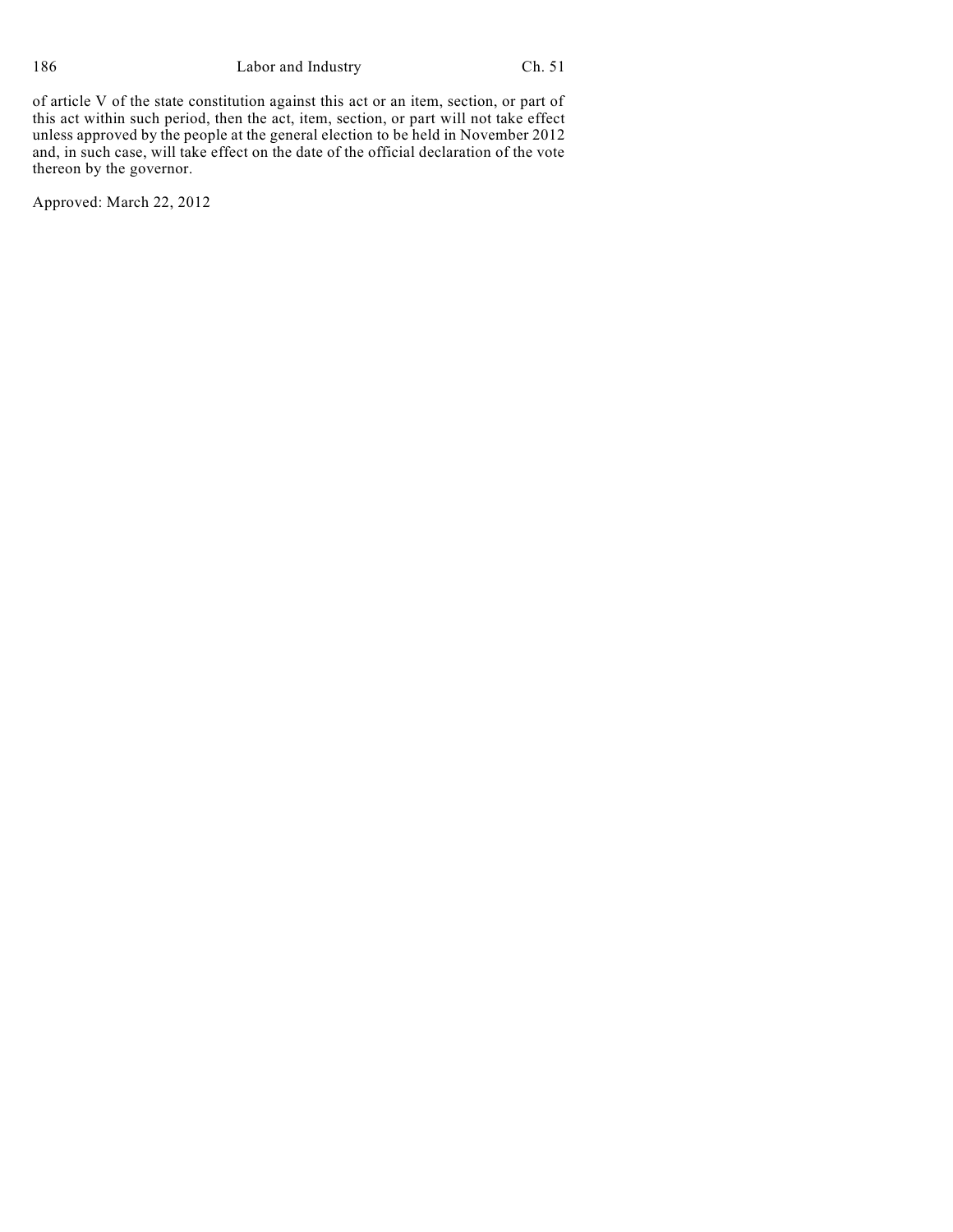of article V of the state constitution against this act or an item, section, or part of this act within such period, then the act, item, section, or part will not take effect unless approved by the people at the general election to be held in November 2012 and, in such case, will take effect on the date of the official declaration of the vote thereon by the governor.

Approved: March 22, 2012